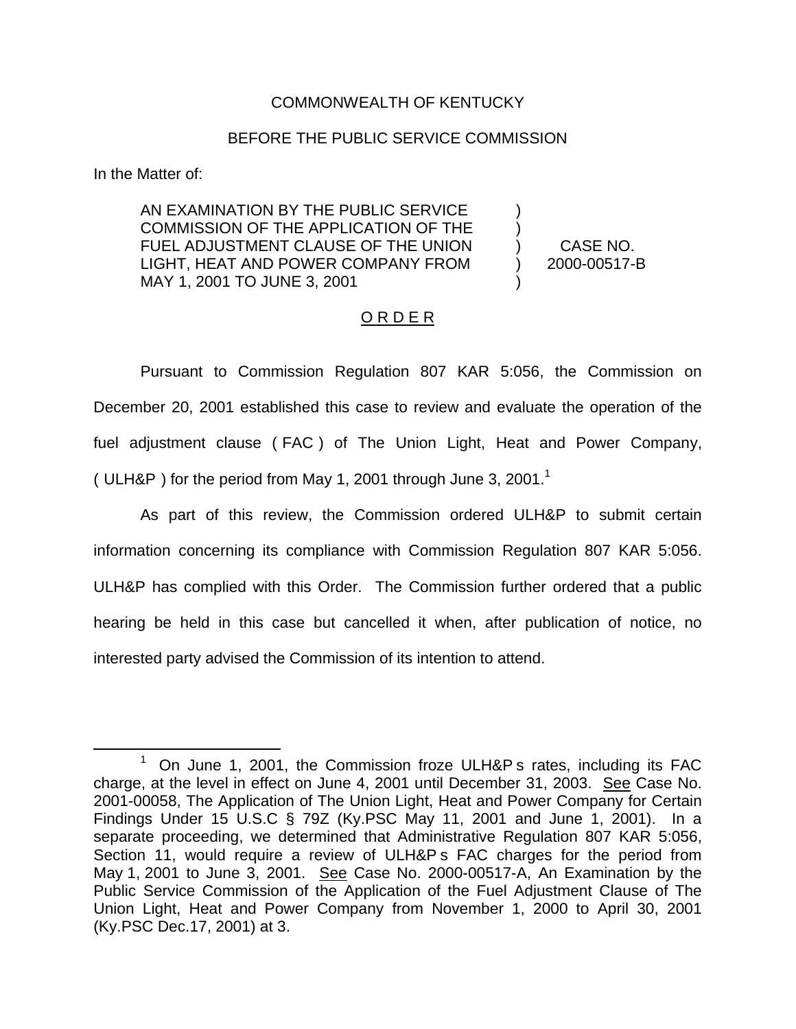COMMONWEALTH OF KENTUCKY

BEFORE THE PUBLIC SERVICE COMMISSION

In the Matter of:

| | | |
|---|---|---|
| AN EXAMINATION BY THE PUBLIC SERVICE COMMISSION OF THE APPLICATION OF THE FUEL ADJUSTMENT CLAUSE OF THE UNION LIGHT, HEAT AND POWER COMPANY FROM MAY 1, 2001 TO JUNE 3, 2001 | ) ) ) ) ) | CASE NO. 2000-00517-B |

O R D E R

Pursuant to Commission Regulation 807 KAR 5:056, the Commission on December 20, 2001 established this case to review and evaluate the operation of the fuel adjustment clause ( FAC ) of The Union Light, Heat and Power Company, ( ULH&P ) for the period from May 1, 2001 through June 3, 2001.[1]

As part of this review, the Commission ordered ULH&P to submit certain information concerning its compliance with Commission Regulation 807 KAR 5:056. ULH&P has complied with this Order. The Commission further ordered that a public hearing be held in this case but cancelled it when, after publication of notice, no interested party advised the Commission of its intention to attend.

[1] On June 1, 2001, the Commission froze ULH&P s rates, including its FAC charge, at the level in effect on June 4, 2001 until December 31, 2003. See Case No. 2001-00058, The Application of The Union Light, Heat and Power Company for Certain Findings Under 15 U.S.C § 79Z (Ky.PSC May 11, 2001 and June 1, 2001). In a separate proceeding, we determined that Administrative Regulation 807 KAR 5:056, Section 11, would require a review of ULH&P s FAC charges for the period from May 1, 2001 to June 3, 2001. See Case No. 2000-00517-A, An Examination by the Public Service Commission of the Application of the Fuel Adjustment Clause of The Union Light, Heat and Power Company from November 1, 2000 to April 30, 2001 (Ky.PSC Dec.17, 2001) at 3.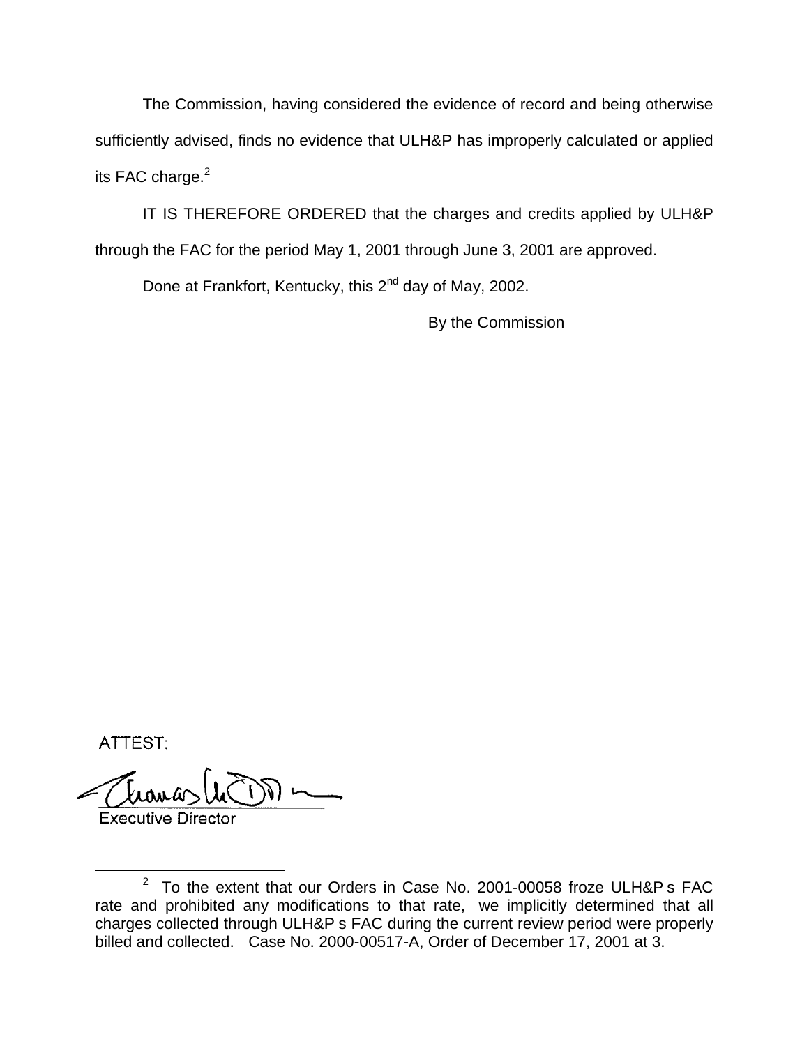The Commission, having considered the evidence of record and being otherwise sufficiently advised, finds no evidence that ULH&P has improperly calculated or applied its FAC charge.[2]

IT IS THEREFORE ORDERED that the charges and credits applied by ULH&P through the FAC for the period May 1, 2001 through June 3, 2001 are approved.

Done at Frankfort, Kentucky, this 2nd day of May, 2002.

By the Commission

ATTEST:

Executive Director

---

[2] To the extent that our Orders in Case No. 2001-00058 froze ULH&P s FAC rate and prohibited any modifications to that rate, we implicitly determined that all charges collected through ULH&P s FAC during the current review period were properly billed and collected. Case No. 2000-00517-A, Order of December 17, 2001 at 3.